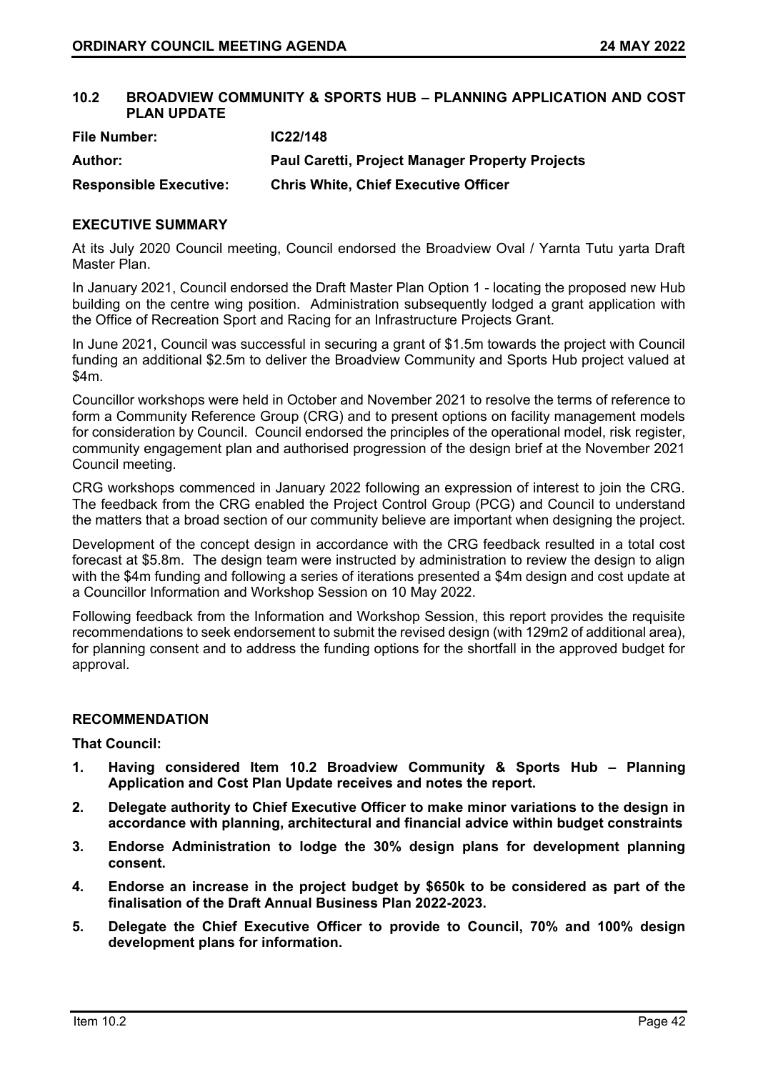## 10.2 BROADVIEW COMMUNITY & SPORTS HUB – PLANNING APPLICATION AND COST PLAN UPDATE

| | |
|---|---|
| **File Number:** | **IC22/148** |
| **Author:** | **Paul Caretti, Project Manager Property Projects** |
| **Responsible Executive:** | **Chris White, Chief Executive Officer** |

### EXECUTIVE SUMMARY

At its July 2020 Council meeting, Council endorsed the Broadview Oval / Yarnta Tutu yarta Draft Master Plan.

In January 2021, Council endorsed the Draft Master Plan Option 1 - locating the proposed new Hub building on the centre wing position. Administration subsequently lodged a grant application with the Office of Recreation Sport and Racing for an Infrastructure Projects Grant.

In June 2021, Council was successful in securing a grant of $1.5m towards the project with Council funding an additional $2.5m to deliver the Broadview Community and Sports Hub project valued at $4m.

Councillor workshops were held in October and November 2021 to resolve the terms of reference to form a Community Reference Group (CRG) and to present options on facility management models for consideration by Council. Council endorsed the principles of the operational model, risk register, community engagement plan and authorised progression of the design brief at the November 2021 Council meeting.

CRG workshops commenced in January 2022 following an expression of interest to join the CRG. The feedback from the CRG enabled the Project Control Group (PCG) and Council to understand the matters that a broad section of our community believe are important when designing the project.

Development of the concept design in accordance with the CRG feedback resulted in a total cost forecast at $5.8m. The design team were instructed by administration to review the design to align with the $4m funding and following a series of iterations presented a $4m design and cost update at a Councillor Information and Workshop Session on 10 May 2022.

Following feedback from the Information and Workshop Session, this report provides the requisite recommendations to seek endorsement to submit the revised design (with 129m2 of additional area), for planning consent and to address the funding options for the shortfall in the approved budget for approval.

### RECOMMENDATION

**That Council:**

1. **Having considered Item 10.2 Broadview Community & Sports Hub – Planning Application and Cost Plan Update receives and notes the report.**
2. **Delegate authority to Chief Executive Officer to make minor variations to the design in accordance with planning, architectural and financial advice within budget constraints**
3. **Endorse Administration to lodge the 30% design plans for development planning consent.**
4. **Endorse an increase in the project budget by $650k to be considered as part of the finalisation of the Draft Annual Business Plan 2022-2023.**
5. **Delegate the Chief Executive Officer to provide to Council, 70% and 100% design development plans for information.**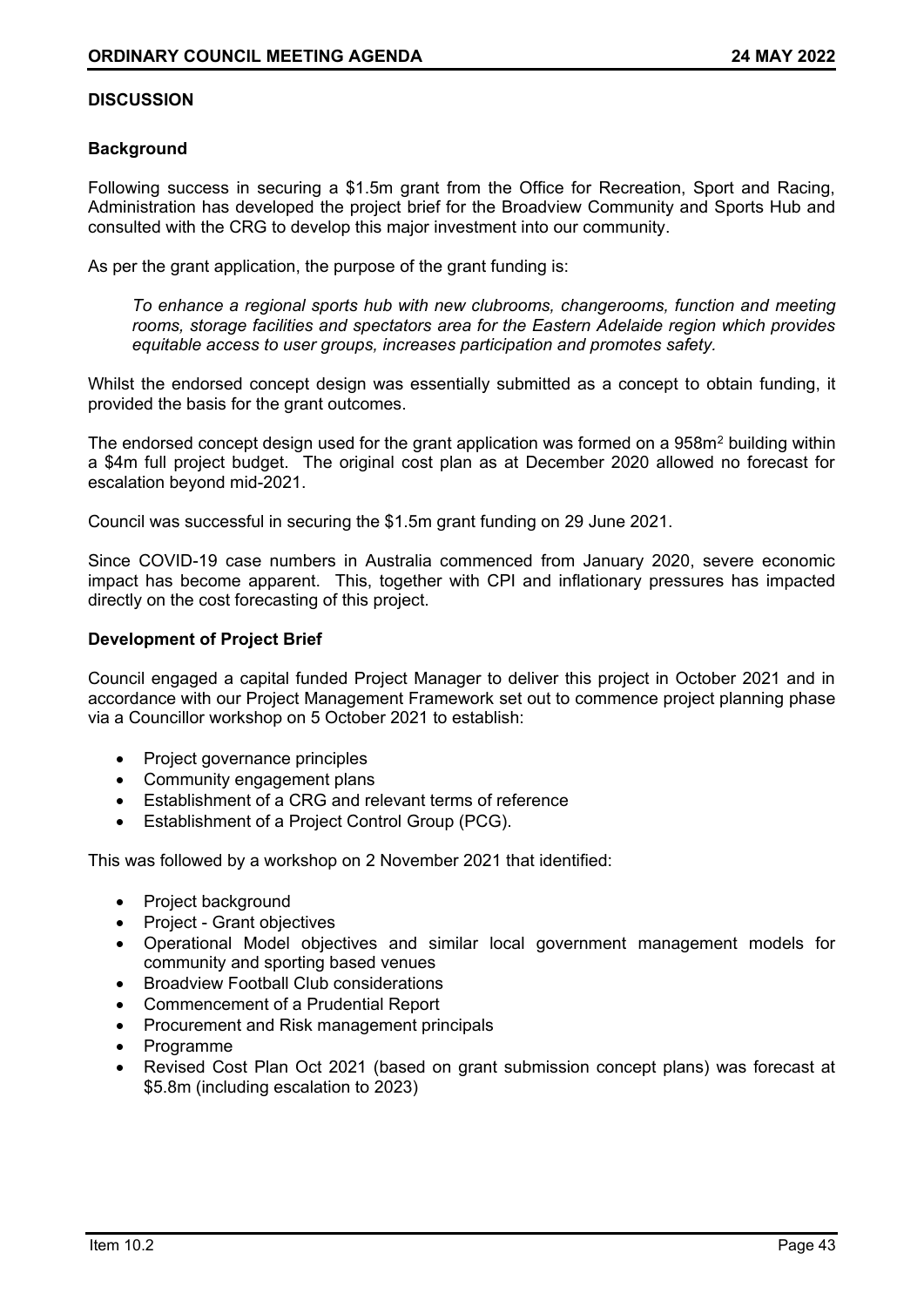## DISCUSSION

### Background

Following success in securing a $1.5m grant from the Office for Recreation, Sport and Racing, Administration has developed the project brief for the Broadview Community and Sports Hub and consulted with the CRG to develop this major investment into our community.

As per the grant application, the purpose of the grant funding is:

> *To enhance a regional sports hub with new clubrooms, changerooms, function and meeting rooms, storage facilities and spectators area for the Eastern Adelaide region which provides equitable access to user groups, increases participation and promotes safety.*

Whilst the endorsed concept design was essentially submitted as a concept to obtain funding, it provided the basis for the grant outcomes.

The endorsed concept design used for the grant application was formed on a 958m$^2$ building within a $4m full project budget. The original cost plan as at December 2020 allowed no forecast for escalation beyond mid-2021.

Council was successful in securing the $1.5m grant funding on 29 June 2021.

Since COVID-19 case numbers in Australia commenced from January 2020, severe economic impact has become apparent. This, together with CPI and inflationary pressures has impacted directly on the cost forecasting of this project.

### Development of Project Brief

Council engaged a capital funded Project Manager to deliver this project in October 2021 and in accordance with our Project Management Framework set out to commence project planning phase via a Councillor workshop on 5 October 2021 to establish:

- Project governance principles
- Community engagement plans
- Establishment of a CRG and relevant terms of reference
- Establishment of a Project Control Group (PCG).

This was followed by a workshop on 2 November 2021 that identified:

- Project background
- Project - Grant objectives
- Operational Model objectives and similar local government management models for community and sporting based venues
- Broadview Football Club considerations
- Commencement of a Prudential Report
- Procurement and Risk management principals
- Programme
- Revised Cost Plan Oct 2021 (based on grant submission concept plans) was forecast at $5.8m (including escalation to 2023)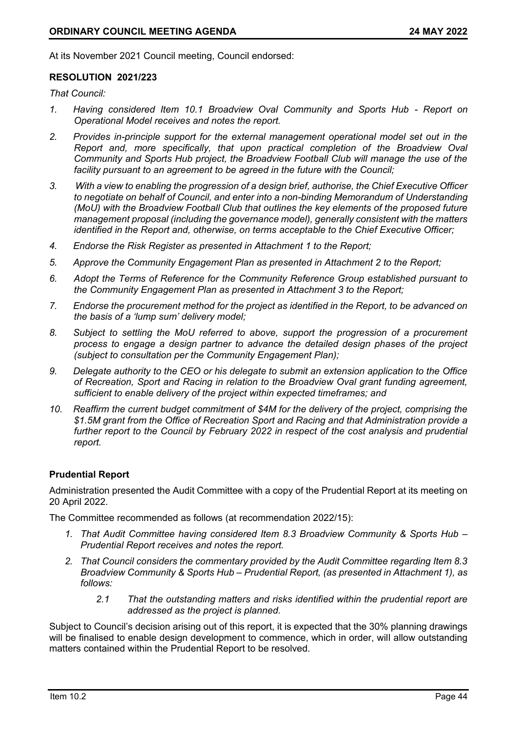At its November 2021 Council meeting, Council endorsed:

**RESOLUTION 2021/223**

*That Council:*

1. *Having considered Item 10.1 Broadview Oval Community and Sports Hub - Report on Operational Model receives and notes the report.*
2. *Provides in-principle support for the external management operational model set out in the Report and, more specifically, that upon practical completion of the Broadview Oval Community and Sports Hub project, the Broadview Football Club will manage the use of the facility pursuant to an agreement to be agreed in the future with the Council;*
3. *With a view to enabling the progression of a design brief, authorise, the Chief Executive Officer to negotiate on behalf of Council, and enter into a non-binding Memorandum of Understanding (MoU) with the Broadview Football Club that outlines the key elements of the proposed future management proposal (including the governance model), generally consistent with the matters identified in the Report and, otherwise, on terms acceptable to the Chief Executive Officer;*
4. *Endorse the Risk Register as presented in Attachment 1 to the Report;*
5. *Approve the Community Engagement Plan as presented in Attachment 2 to the Report;*
6. *Adopt the Terms of Reference for the Community Reference Group established pursuant to the Community Engagement Plan as presented in Attachment 3 to the Report;*
7. *Endorse the procurement method for the project as identified in the Report, to be advanced on the basis of a 'lump sum' delivery model;*
8. *Subject to settling the MoU referred to above, support the progression of a procurement process to engage a design partner to advance the detailed design phases of the project (subject to consultation per the Community Engagement Plan);*
9. *Delegate authority to the CEO or his delegate to submit an extension application to the Office of Recreation, Sport and Racing in relation to the Broadview Oval grant funding agreement, sufficient to enable delivery of the project within expected timeframes; and*
10. *Reaffirm the current budget commitment of $4M for the delivery of the project, comprising the $1.5M grant from the Office of Recreation Sport and Racing and that Administration provide a further report to the Council by February 2022 in respect of the cost analysis and prudential report.*

**Prudential Report**

Administration presented the Audit Committee with a copy of the Prudential Report at its meeting on 20 April 2022.

The Committee recommended as follows (at recommendation 2022/15):

1. *That Audit Committee having considered Item 8.3 Broadview Community & Sports Hub – Prudential Report receives and notes the report.*
2. *That Council considers the commentary provided by the Audit Committee regarding Item 8.3 Broadview Community & Sports Hub – Prudential Report, (as presented in Attachment 1), as follows:*
   - 2.1 *That the outstanding matters and risks identified within the prudential report are addressed as the project is planned.*

Subject to Council's decision arising out of this report, it is expected that the 30% planning drawings will be finalised to enable design development to commence, which in order, will allow outstanding matters contained within the Prudential Report to be resolved.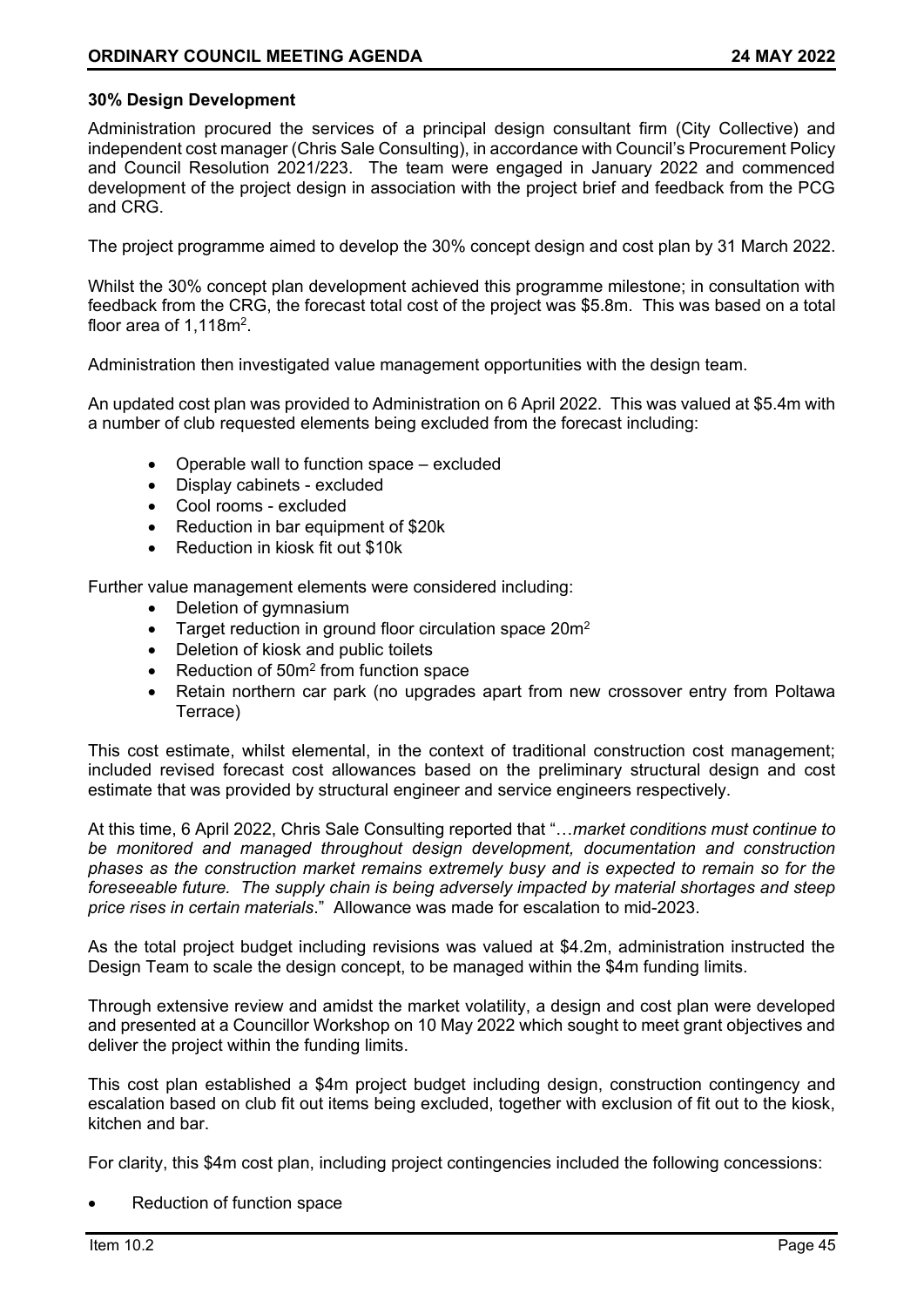**30% Design Development**

Administration procured the services of a principal design consultant firm (City Collective) and independent cost manager (Chris Sale Consulting), in accordance with Council's Procurement Policy and Council Resolution 2021/223. The team were engaged in January 2022 and commenced development of the project design in association with the project brief and feedback from the PCG and CRG.

The project programme aimed to develop the 30% concept design and cost plan by 31 March 2022.

Whilst the 30% concept plan development achieved this programme milestone; in consultation with feedback from the CRG, the forecast total cost of the project was \$5.8m. This was based on a total floor area of 1,118m$^2$.

Administration then investigated value management opportunities with the design team.

An updated cost plan was provided to Administration on 6 April 2022. This was valued at \$5.4m with a number of club requested elements being excluded from the forecast including:

- Operable wall to function space – excluded
- Display cabinets - excluded
- Cool rooms - excluded
- Reduction in bar equipment of \$20k
- Reduction in kiosk fit out \$10k

Further value management elements were considered including:

- Deletion of gymnasium
- Target reduction in ground floor circulation space 20m$^2$
- Deletion of kiosk and public toilets
- Reduction of 50m$^2$ from function space
- Retain northern car park (no upgrades apart from new crossover entry from Poltawa Terrace)

This cost estimate, whilst elemental, in the context of traditional construction cost management; included revised forecast cost allowances based on the preliminary structural design and cost estimate that was provided by structural engineer and service engineers respectively.

At this time, 6 April 2022, Chris Sale Consulting reported that "…*market conditions must continue to be monitored and managed throughout design development, documentation and construction phases as the construction market remains extremely busy and is expected to remain so for the foreseeable future. The supply chain is being adversely impacted by material shortages and steep price rises in certain materials*." Allowance was made for escalation to mid-2023.

As the total project budget including revisions was valued at \$4.2m, administration instructed the Design Team to scale the design concept, to be managed within the \$4m funding limits.

Through extensive review and amidst the market volatility, a design and cost plan were developed and presented at a Councillor Workshop on 10 May 2022 which sought to meet grant objectives and deliver the project within the funding limits.

This cost plan established a \$4m project budget including design, construction contingency and escalation based on club fit out items being excluded, together with exclusion of fit out to the kiosk, kitchen and bar.

For clarity, this \$4m cost plan, including project contingencies included the following concessions:

- Reduction of function space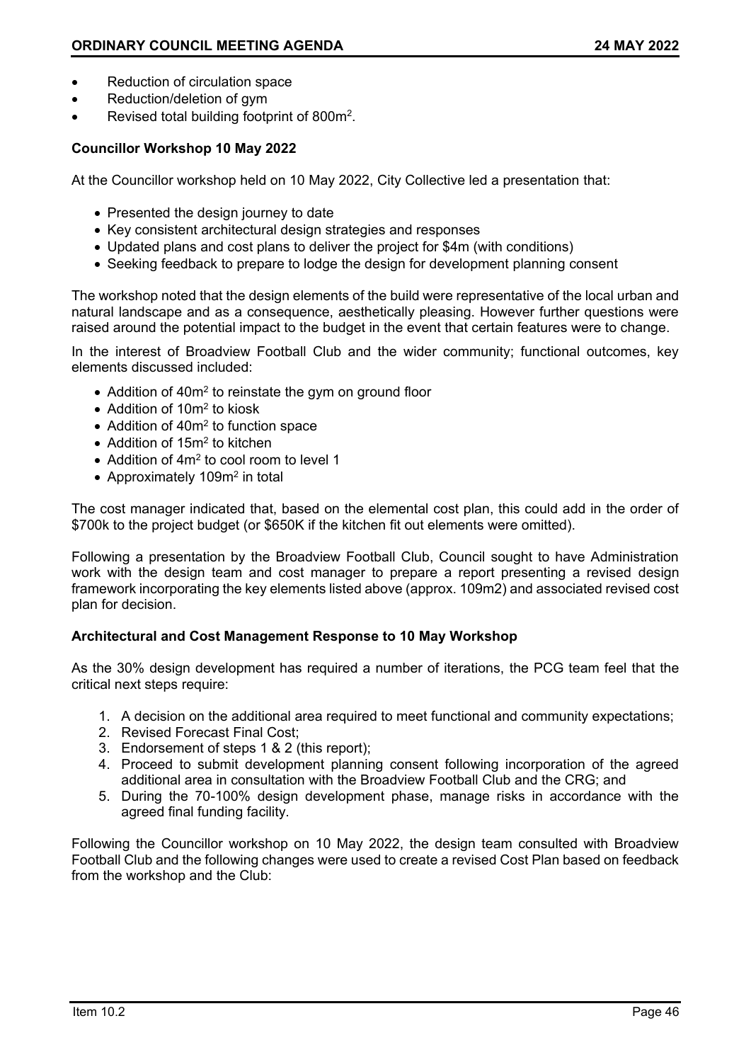- Reduction of circulation space
- Reduction/deletion of gym
- Revised total building footprint of 800m$^2$.

**Councillor Workshop 10 May 2022**

At the Councillor workshop held on 10 May 2022, City Collective led a presentation that:

- Presented the design journey to date
- Key consistent architectural design strategies and responses
- Updated plans and cost plans to deliver the project for $4m (with conditions)
- Seeking feedback to prepare to lodge the design for development planning consent

The workshop noted that the design elements of the build were representative of the local urban and natural landscape and as a consequence, aesthetically pleasing. However further questions were raised around the potential impact to the budget in the event that certain features were to change.

In the interest of Broadview Football Club and the wider community; functional outcomes, key elements discussed included:

- Addition of 40m$^2$ to reinstate the gym on ground floor
- Addition of 10m$^2$ to kiosk
- Addition of 40m$^2$ to function space
- Addition of 15m$^2$ to kitchen
- Addition of 4m$^2$ to cool room to level 1
- Approximately 109m$^2$ in total

The cost manager indicated that, based on the elemental cost plan, this could add in the order of $700k to the project budget (or $650K if the kitchen fit out elements were omitted).

Following a presentation by the Broadview Football Club, Council sought to have Administration work with the design team and cost manager to prepare a report presenting a revised design framework incorporating the key elements listed above (approx. 109m2) and associated revised cost plan for decision.

**Architectural and Cost Management Response to 10 May Workshop**

As the 30% design development has required a number of iterations, the PCG team feel that the critical next steps require:

1. A decision on the additional area required to meet functional and community expectations;
2. Revised Forecast Final Cost;
3. Endorsement of steps 1 & 2 (this report);
4. Proceed to submit development planning consent following incorporation of the agreed additional area in consultation with the Broadview Football Club and the CRG; and
5. During the 70-100% design development phase, manage risks in accordance with the agreed final funding facility.

Following the Councillor workshop on 10 May 2022, the design team consulted with Broadview Football Club and the following changes were used to create a revised Cost Plan based on feedback from the workshop and the Club: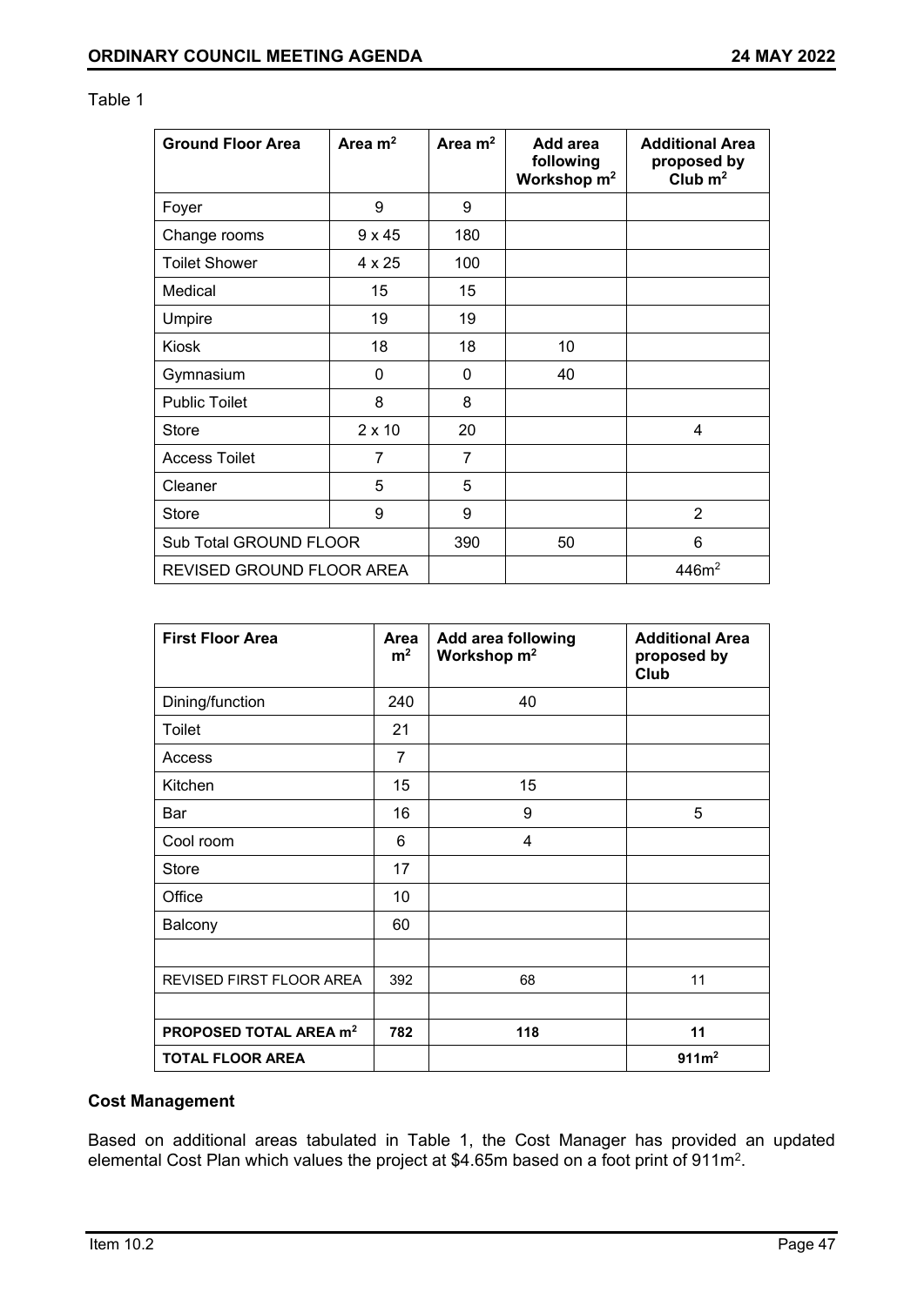Table 1

| Ground Floor Area | Area $m^2$ | Area $m^2$ | Add area following Workshop $m^2$ | Additional Area proposed by Club $m^2$ |
|---|---|---|---|---|
| Foyer | 9 | 9 | | |
| Change rooms | 9 x 45 | 180 | | |
| Toilet Shower | 4 x 25 | 100 | | |
| Medical | 15 | 15 | | |
| Umpire | 19 | 19 | | |
| Kiosk | 18 | 18 | 10 | |
| Gymnasium | 0 | 0 | 40 | |
| Public Toilet | 8 | 8 | | |
| Store | 2 x 10 | 20 | | 4 |
| Access Toilet | 7 | 7 | | |
| Cleaner | 5 | 5 | | |
| Store | 9 | 9 | | 2 |
| Sub Total GROUND FLOOR | | 390 | 50 | 6 |
| REVISED GROUND FLOOR AREA | | | | $446m^2$ |

| First Floor Area | Area $m^2$ | Add area following Workshop $m^2$ | Additional Area proposed by Club |
|---|---|---|---|
| Dining/function | 240 | 40 | |
| Toilet | 21 | | |
| Access | 7 | | |
| Kitchen | 15 | 15 | |
| Bar | 16 | 9 | 5 |
| Cool room | 6 | 4 | |
| Store | 17 | | |
| Office | 10 | | |
| Balcony | 60 | | |
| | | | |
| REVISED FIRST FLOOR AREA | 392 | 68 | 11 |
| | | | |
| **PROPOSED TOTAL AREA $m^2$** | **782** | **118** | **11** |
| **TOTAL FLOOR AREA** | | | **$911m^2$** |

**Cost Management**

Based on additional areas tabulated in Table 1, the Cost Manager has provided an updated elemental Cost Plan which values the project at $4.65m based on a foot print of $911m^2$.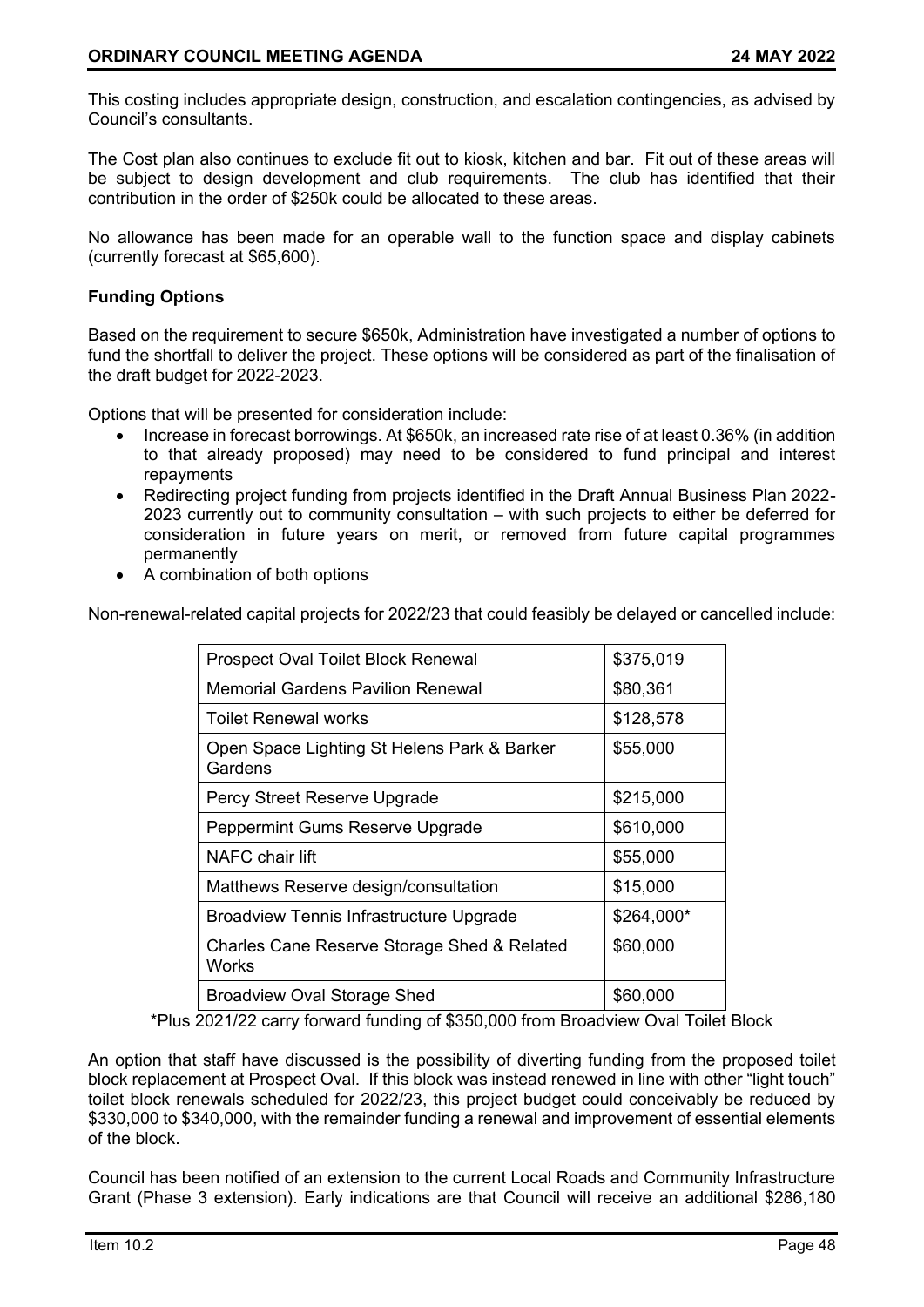This costing includes appropriate design, construction, and escalation contingencies, as advised by Council's consultants.

The Cost plan also continues to exclude fit out to kiosk, kitchen and bar. Fit out of these areas will be subject to design development and club requirements. The club has identified that their contribution in the order of $250k could be allocated to these areas.

No allowance has been made for an operable wall to the function space and display cabinets (currently forecast at $65,600).

**Funding Options**

Based on the requirement to secure $650k, Administration have investigated a number of options to fund the shortfall to deliver the project. These options will be considered as part of the finalisation of the draft budget for 2022-2023.

Options that will be presented for consideration include:

- Increase in forecast borrowings. At $650k, an increased rate rise of at least 0.36% (in addition to that already proposed) may need to be considered to fund principal and interest repayments
- Redirecting project funding from projects identified in the Draft Annual Business Plan 2022-2023 currently out to community consultation – with such projects to either be deferred for consideration in future years on merit, or removed from future capital programmes permanently
- A combination of both options

Non-renewal-related capital projects for 2022/23 that could feasibly be delayed or cancelled include:

| Project | Amount |
|---|---|
| Prospect Oval Toilet Block Renewal | $375,019 |
| Memorial Gardens Pavilion Renewal | $80,361 |
| Toilet Renewal works | $128,578 |
| Open Space Lighting St Helens Park & Barker Gardens | $55,000 |
| Percy Street Reserve Upgrade | $215,000 |
| Peppermint Gums Reserve Upgrade | $610,000 |
| NAFC chair lift | $55,000 |
| Matthews Reserve design/consultation | $15,000 |
| Broadview Tennis Infrastructure Upgrade | $264,000* |
| Charles Cane Reserve Storage Shed & Related Works | $60,000 |
| Broadview Oval Storage Shed | $60,000 |

*Plus 2021/22 carry forward funding of $350,000 from Broadview Oval Toilet Block

An option that staff have discussed is the possibility of diverting funding from the proposed toilet block replacement at Prospect Oval. If this block was instead renewed in line with other "light touch" toilet block renewals scheduled for 2022/23, this project budget could conceivably be reduced by $330,000 to $340,000, with the remainder funding a renewal and improvement of essential elements of the block.

Council has been notified of an extension to the current Local Roads and Community Infrastructure Grant (Phase 3 extension). Early indications are that Council will receive an additional $286,180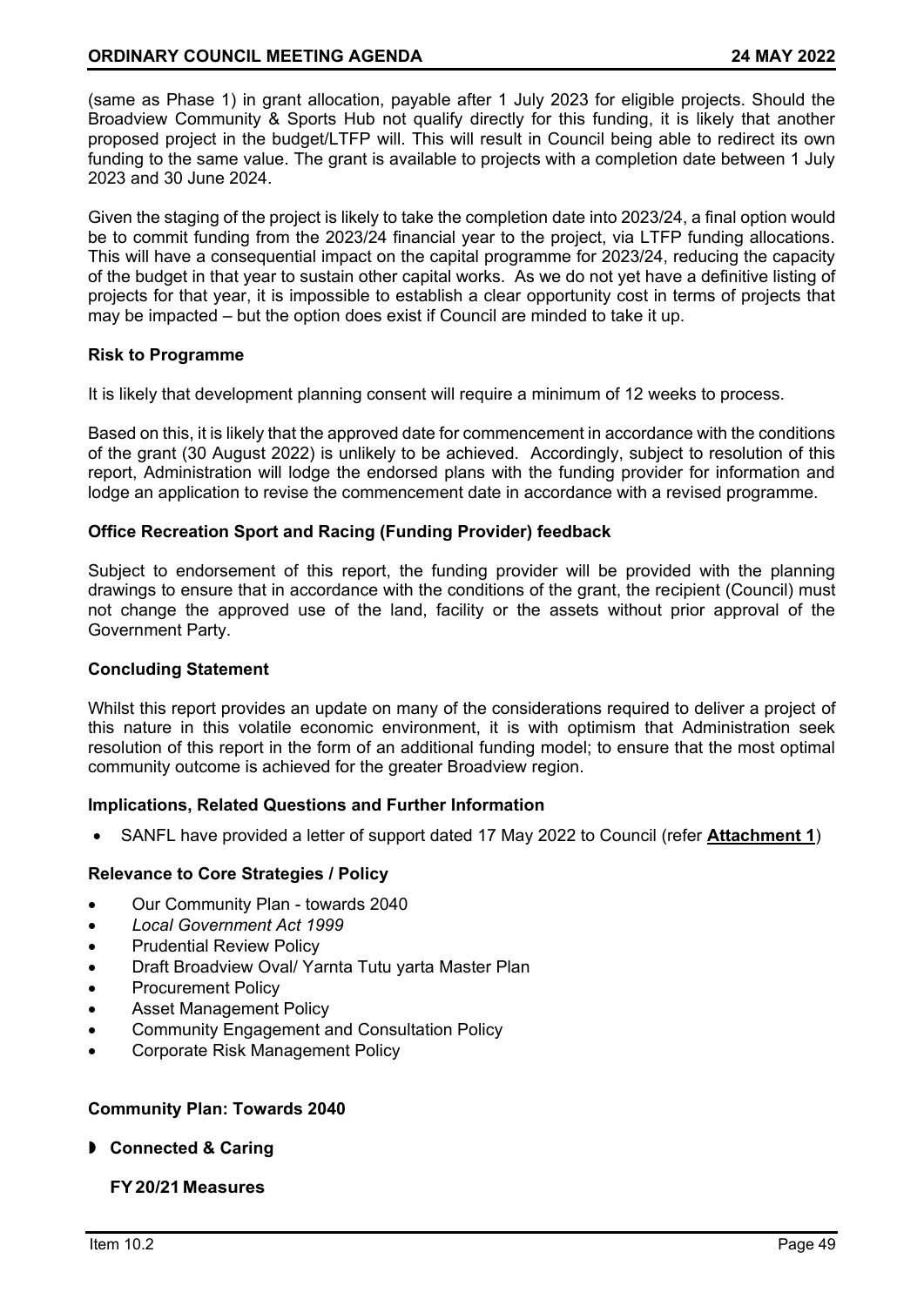(same as Phase 1) in grant allocation, payable after 1 July 2023 for eligible projects. Should the Broadview Community & Sports Hub not qualify directly for this funding, it is likely that another proposed project in the budget/LTFP will. This will result in Council being able to redirect its own funding to the same value. The grant is available to projects with a completion date between 1 July 2023 and 30 June 2024.

Given the staging of the project is likely to take the completion date into 2023/24, a final option would be to commit funding from the 2023/24 financial year to the project, via LTFP funding allocations. This will have a consequential impact on the capital programme for 2023/24, reducing the capacity of the budget in that year to sustain other capital works. As we do not yet have a definitive listing of projects for that year, it is impossible to establish a clear opportunity cost in terms of projects that may be impacted – but the option does exist if Council are minded to take it up.

**Risk to Programme**

It is likely that development planning consent will require a minimum of 12 weeks to process.

Based on this, it is likely that the approved date for commencement in accordance with the conditions of the grant (30 August 2022) is unlikely to be achieved. Accordingly, subject to resolution of this report, Administration will lodge the endorsed plans with the funding provider for information and lodge an application to revise the commencement date in accordance with a revised programme.

**Office Recreation Sport and Racing (Funding Provider) feedback**

Subject to endorsement of this report, the funding provider will be provided with the planning drawings to ensure that in accordance with the conditions of the grant, the recipient (Council) must not change the approved use of the land, facility or the assets without prior approval of the Government Party.

**Concluding Statement**

Whilst this report provides an update on many of the considerations required to deliver a project of this nature in this volatile economic environment, it is with optimism that Administration seek resolution of this report in the form of an additional funding model; to ensure that the most optimal community outcome is achieved for the greater Broadview region.

**Implications, Related Questions and Further Information**

- SANFL have provided a letter of support dated 17 May 2022 to Council (refer **Attachment 1**)

**Relevance to Core Strategies / Policy**

- Our Community Plan - towards 2040
- *Local Government Act 1999*
- Prudential Review Policy
- Draft Broadview Oval/ Yarnta Tutu yarta Master Plan
- Procurement Policy
- Asset Management Policy
- Community Engagement and Consultation Policy
- Corporate Risk Management Policy

**Community Plan: Towards 2040**

◗ **Connected & Caring**

**FY 20/21 Measures**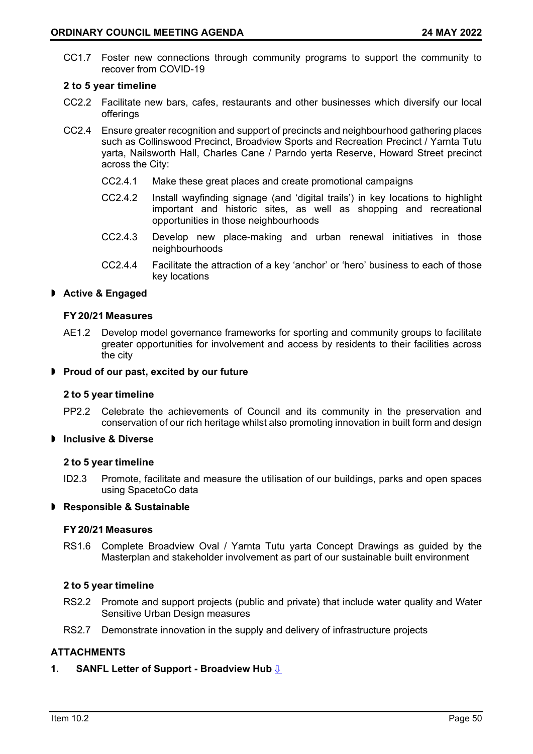CC1.7 Foster new connections through community programs to support the community to recover from COVID-19

**2 to 5 year timeline**

CC2.2 Facilitate new bars, cafes, restaurants and other businesses which diversify our local offerings

CC2.4 Ensure greater recognition and support of precincts and neighbourhood gathering places such as Collinswood Precinct, Broadview Sports and Recreation Precinct / Yarnta Tutu yarta, Nailsworth Hall, Charles Cane / Parndo yerta Reserve, Howard Street precinct across the City:

- CC2.4.1 Make these great places and create promotional campaigns
- CC2.4.2 Install wayfinding signage (and 'digital trails') in key locations to highlight important and historic sites, as well as shopping and recreational opportunities in those neighbourhoods
- CC2.4.3 Develop new place-making and urban renewal initiatives in those neighbourhoods
- CC2.4.4 Facilitate the attraction of a key 'anchor' or 'hero' business to each of those key locations

### Active & Engaged

**FY 20/21 Measures**

AE1.2 Develop model governance frameworks for sporting and community groups to facilitate greater opportunities for involvement and access by residents to their facilities across the city

### Proud of our past, excited by our future

**2 to 5 year timeline**

PP2.2 Celebrate the achievements of Council and its community in the preservation and conservation of our rich heritage whilst also promoting innovation in built form and design

### Inclusive & Diverse

**2 to 5 year timeline**

ID2.3 Promote, facilitate and measure the utilisation of our buildings, parks and open spaces using SpacetoCo data

### Responsible & Sustainable

**FY 20/21 Measures**

RS1.6 Complete Broadview Oval / Yarnta Tutu yarta Concept Drawings as guided by the Masterplan and stakeholder involvement as part of our sustainable built environment

**2 to 5 year timeline**

RS2.2 Promote and support projects (public and private) that include water quality and Water Sensitive Urban Design measures

RS2.7 Demonstrate innovation in the supply and delivery of infrastructure projects

## ATTACHMENTS

1. **SANFL Letter of Support - Broadview Hub**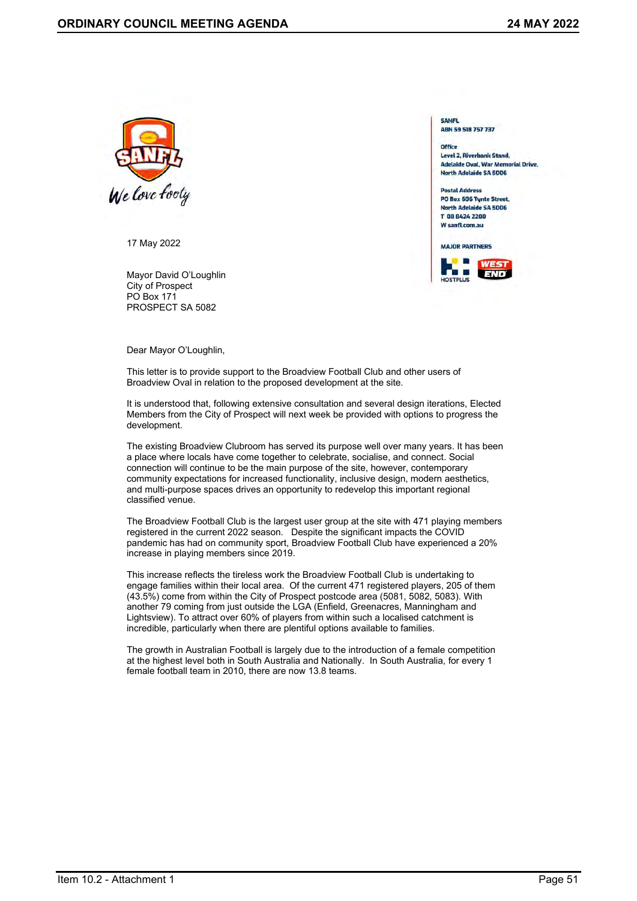SANFL
ABN 59 518 757 737

Office
Level 2, Riverbank Stand,
Adelaide Oval, War Memorial Drive,
North Adelaide SA 5006

Postal Address
PO Box 606 Tynte Street,
North Adelaide SA 5006
T 08 8424 2200
W sanfl.com.au

MAJOR PARTNERS

We love footy

17 May 2022

Mayor David O'Loughlin
City of Prospect
PO Box 171
PROSPECT SA 5082

Dear Mayor O'Loughlin,

This letter is to provide support to the Broadview Football Club and other users of Broadview Oval in relation to the proposed development at the site.

It is understood that, following extensive consultation and several design iterations, Elected Members from the City of Prospect will next week be provided with options to progress the development.

The existing Broadview Clubroom has served its purpose well over many years. It has been a place where locals have come together to celebrate, socialise, and connect. Social connection will continue to be the main purpose of the site, however, contemporary community expectations for increased functionality, inclusive design, modern aesthetics, and multi-purpose spaces drives an opportunity to redevelop this important regional classified venue.

The Broadview Football Club is the largest user group at the site with 471 playing members registered in the current 2022 season. Despite the significant impacts the COVID pandemic has had on community sport, Broadview Football Club have experienced a 20% increase in playing members since 2019.

This increase reflects the tireless work the Broadview Football Club is undertaking to engage families within their local area. Of the current 471 registered players, 205 of them (43.5%) come from within the City of Prospect postcode area (5081, 5082, 5083). With another 79 coming from just outside the LGA (Enfield, Greenacres, Manningham and Lightsview). To attract over 60% of players from within such a localised catchment is incredible, particularly when there are plentiful options available to families.

The growth in Australian Football is largely due to the introduction of a female competition at the highest level both in South Australia and Nationally. In South Australia, for every 1 female football team in 2010, there are now 13.8 teams.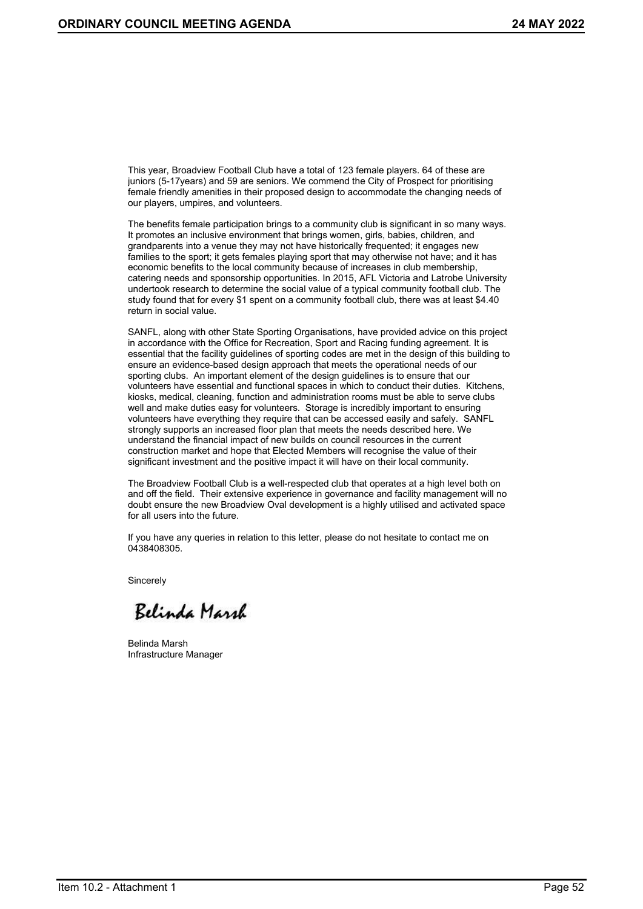This year, Broadview Football Club have a total of 123 female players. 64 of these are juniors (5-17years) and 59 are seniors. We commend the City of Prospect for prioritising female friendly amenities in their proposed design to accommodate the changing needs of our players, umpires, and volunteers.

The benefits female participation brings to a community club is significant in so many ways. It promotes an inclusive environment that brings women, girls, babies, children, and grandparents into a venue they may not have historically frequented; it engages new families to the sport; it gets females playing sport that may otherwise not have; and it has economic benefits to the local community because of increases in club membership, catering needs and sponsorship opportunities. In 2015, AFL Victoria and Latrobe University undertook research to determine the social value of a typical community football club. The study found that for every $1 spent on a community football club, there was at least $4.40 return in social value.

SANFL, along with other State Sporting Organisations, have provided advice on this project in accordance with the Office for Recreation, Sport and Racing funding agreement. It is essential that the facility guidelines of sporting codes are met in the design of this building to ensure an evidence-based design approach that meets the operational needs of our sporting clubs. An important element of the design guidelines is to ensure that our volunteers have essential and functional spaces in which to conduct their duties. Kitchens, kiosks, medical, cleaning, function and administration rooms must be able to serve clubs well and make duties easy for volunteers. Storage is incredibly important to ensuring volunteers have everything they require that can be accessed easily and safely. SANFL strongly supports an increased floor plan that meets the needs described here. We understand the financial impact of new builds on council resources in the current construction market and hope that Elected Members will recognise the value of their significant investment and the positive impact it will have on their local community.

The Broadview Football Club is a well-respected club that operates at a high level both on and off the field. Their extensive experience in governance and facility management will no doubt ensure the new Broadview Oval development is a highly utilised and activated space for all users into the future.

If you have any queries in relation to this letter, please do not hesitate to contact me on 0438408305.

Sincerely

Belinda Marsh

Belinda Marsh
Infrastructure Manager